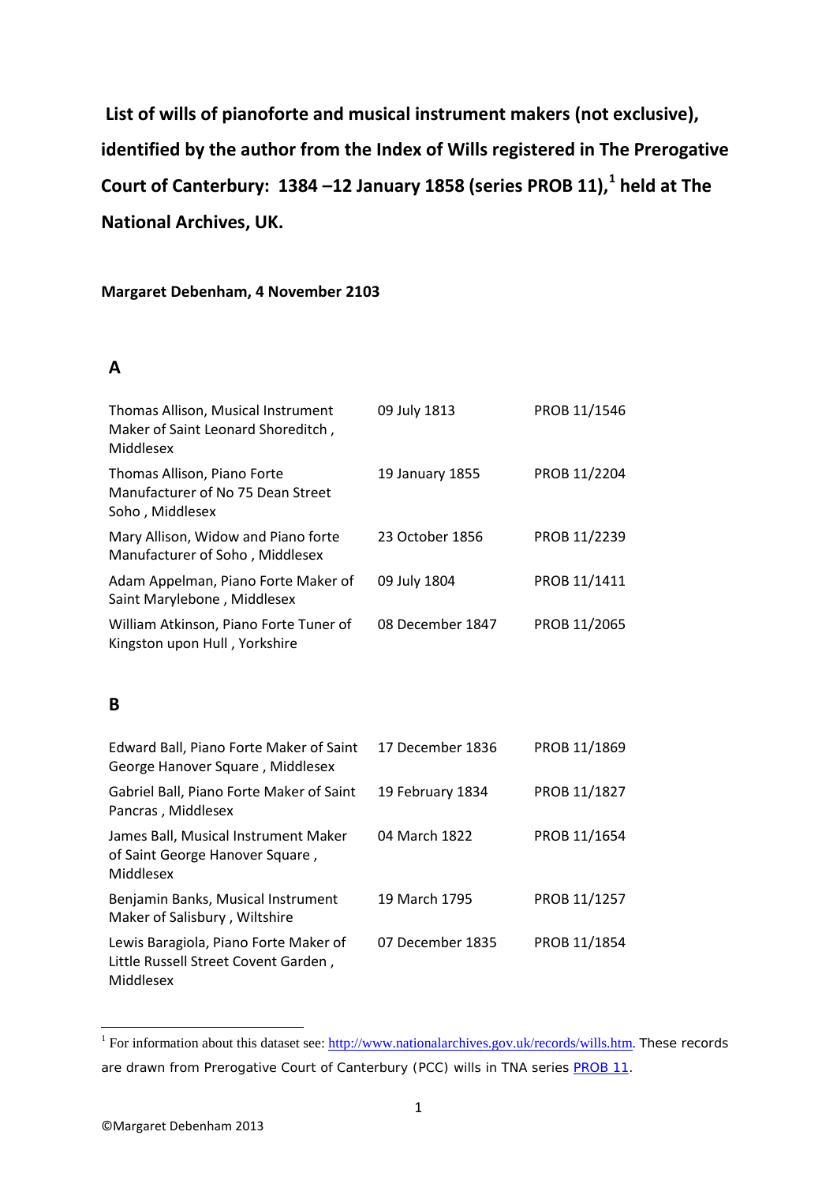# List of wills of pianoforte and musical instrument makers (not exclusive), identified by the author from the Index of Wills registered in The Prerogative Court of Canterbury: 1384 –12 January 1858 (series PROB 11),[1] held at The National Archives, UK.

**Margaret Debenham, 4 November 2103**

## A

| | | |
|---|---|---|
| Thomas Allison, Musical Instrument Maker of Saint Leonard Shoreditch , Middlesex | 09 July 1813 | PROB 11/1546 |
| Thomas Allison, Piano Forte Manufacturer of No 75 Dean Street Soho , Middlesex | 19 January 1855 | PROB 11/2204 |
| Mary Allison, Widow and Piano forte Manufacturer of Soho , Middlesex | 23 October 1856 | PROB 11/2239 |
| Adam Appelman, Piano Forte Maker of Saint Marylebone , Middlesex | 09 July 1804 | PROB 11/1411 |
| William Atkinson, Piano Forte Tuner of Kingston upon Hull , Yorkshire | 08 December 1847 | PROB 11/2065 |

## B

| | | |
|---|---|---|
| Edward Ball, Piano Forte Maker of Saint George Hanover Square , Middlesex | 17 December 1836 | PROB 11/1869 |
| Gabriel Ball, Piano Forte Maker of Saint Pancras , Middlesex | 19 February 1834 | PROB 11/1827 |
| James Ball, Musical Instrument Maker of Saint George Hanover Square , Middlesex | 04 March 1822 | PROB 11/1654 |
| Benjamin Banks, Musical Instrument Maker of Salisbury , Wiltshire | 19 March 1795 | PROB 11/1257 |
| Lewis Baragiola, Piano Forte Maker of Little Russell Street Covent Garden , Middlesex | 07 December 1835 | PROB 11/1854 |

[1] For information about this dataset see: http://www.nationalarchives.gov.uk/records/wills.htm. These records are drawn from Prerogative Court of Canterbury (PCC) wills in TNA series PROB 11.

©Margaret Debenham 2013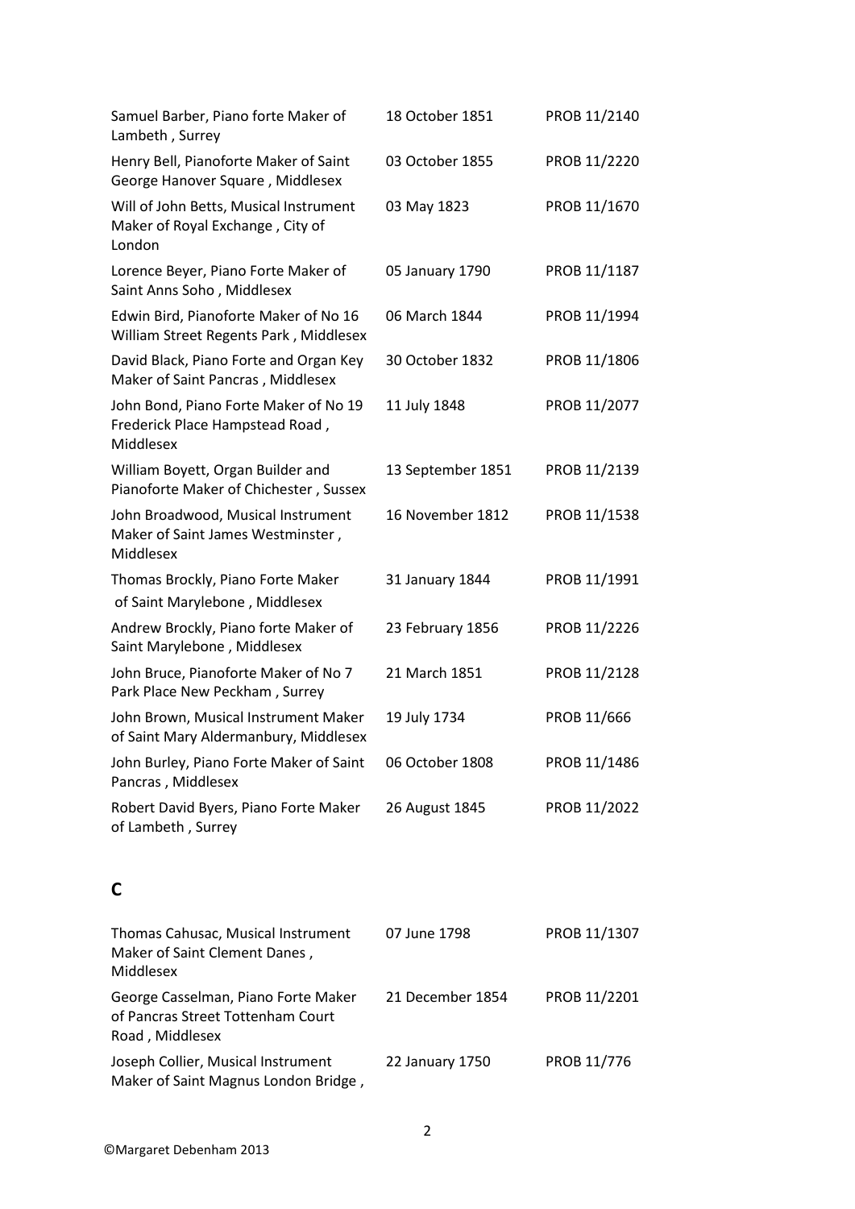| | | |
|---|---|---|
| Samuel Barber, Piano forte Maker of Lambeth , Surrey | 18 October 1851 | PROB 11/2140 |
| Henry Bell, Pianoforte Maker of Saint George Hanover Square , Middlesex | 03 October 1855 | PROB 11/2220 |
| Will of John Betts, Musical Instrument Maker of Royal Exchange , City of London | 03 May 1823 | PROB 11/1670 |
| Lorence Beyer, Piano Forte Maker of Saint Anns Soho , Middlesex | 05 January 1790 | PROB 11/1187 |
| Edwin Bird, Pianoforte Maker of No 16 William Street Regents Park , Middlesex | 06 March 1844 | PROB 11/1994 |
| David Black, Piano Forte and Organ Key Maker of Saint Pancras , Middlesex | 30 October 1832 | PROB 11/1806 |
| John Bond, Piano Forte Maker of No 19 Frederick Place Hampstead Road , Middlesex | 11 July 1848 | PROB 11/2077 |
| William Boyett, Organ Builder and Pianoforte Maker of Chichester , Sussex | 13 September 1851 | PROB 11/2139 |
| John Broadwood, Musical Instrument Maker of Saint James Westminster , Middlesex | 16 November 1812 | PROB 11/1538 |
| Thomas Brockly, Piano Forte Maker of Saint Marylebone , Middlesex | 31 January 1844 | PROB 11/1991 |
| Andrew Brockly, Piano forte Maker of Saint Marylebone , Middlesex | 23 February 1856 | PROB 11/2226 |
| John Bruce, Pianoforte Maker of No 7 Park Place New Peckham , Surrey | 21 March 1851 | PROB 11/2128 |
| John Brown, Musical Instrument Maker of Saint Mary Aldermanbury, Middlesex | 19 July 1734 | PROB 11/666 |
| John Burley, Piano Forte Maker of Saint Pancras , Middlesex | 06 October 1808 | PROB 11/1486 |
| Robert David Byers, Piano Forte Maker of Lambeth , Surrey | 26 August 1845 | PROB 11/2022 |

## C

| | | |
|---|---|---|
| Thomas Cahusac, Musical Instrument Maker of Saint Clement Danes , Middlesex | 07 June 1798 | PROB 11/1307 |
| George Casselman, Piano Forte Maker of Pancras Street Tottenham Court Road , Middlesex | 21 December 1854 | PROB 11/2201 |
| Joseph Collier, Musical Instrument Maker of Saint Magnus London Bridge , | 22 January 1750 | PROB 11/776 |

©Margaret Debenham 2013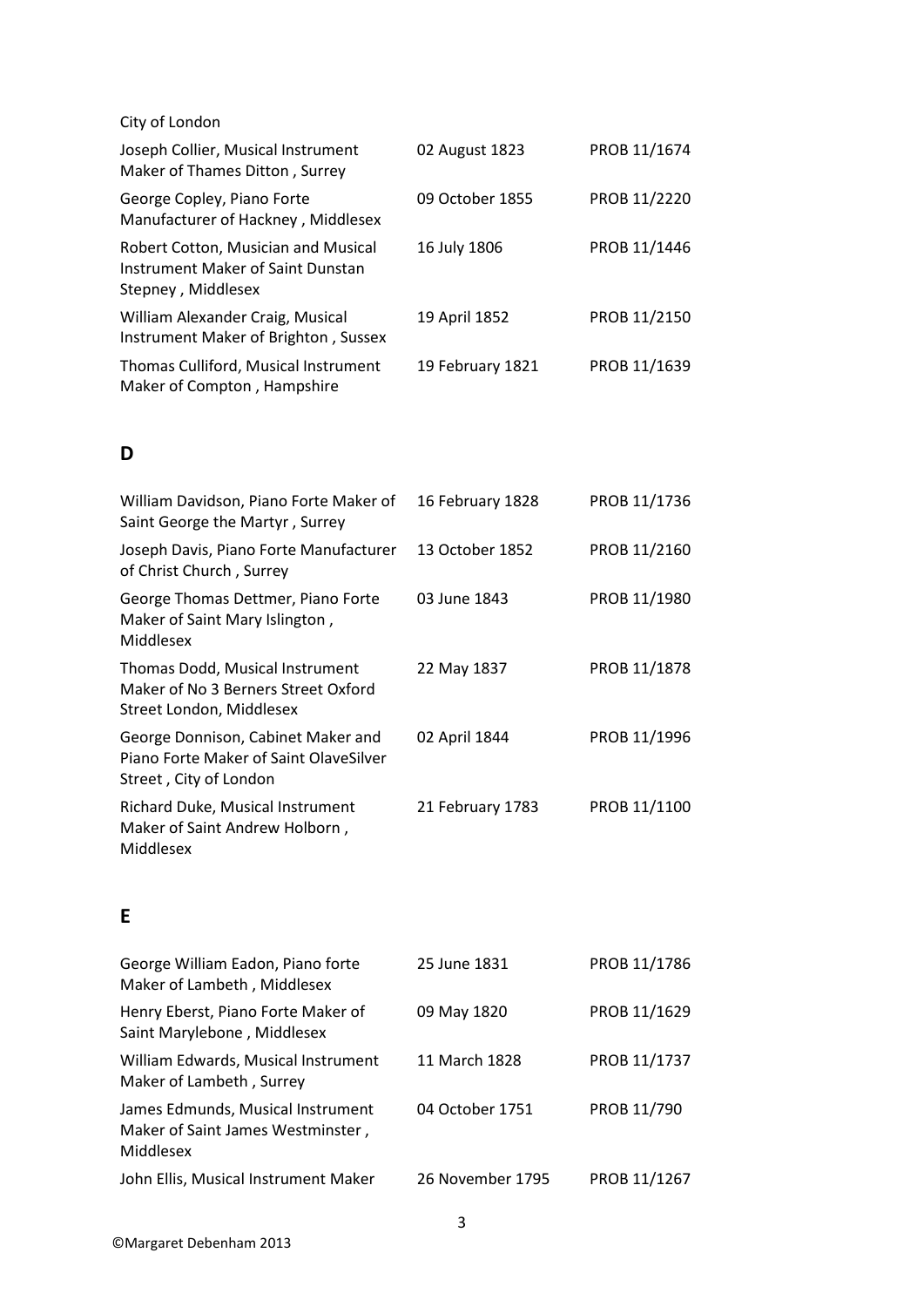City of London

| | | |
|---|---|---|
| Joseph Collier, Musical Instrument Maker of Thames Ditton , Surrey | 02 August 1823 | PROB 11/1674 |
| George Copley, Piano Forte Manufacturer of Hackney , Middlesex | 09 October 1855 | PROB 11/2220 |
| Robert Cotton, Musician and Musical Instrument Maker of Saint Dunstan Stepney , Middlesex | 16 July 1806 | PROB 11/1446 |
| William Alexander Craig, Musical Instrument Maker of Brighton , Sussex | 19 April 1852 | PROB 11/2150 |
| Thomas Culliford, Musical Instrument Maker of Compton , Hampshire | 19 February 1821 | PROB 11/1639 |

## D

| | | |
|---|---|---|
| William Davidson, Piano Forte Maker of Saint George the Martyr , Surrey | 16 February 1828 | PROB 11/1736 |
| Joseph Davis, Piano Forte Manufacturer of Christ Church , Surrey | 13 October 1852 | PROB 11/2160 |
| George Thomas Dettmer, Piano Forte Maker of Saint Mary Islington , Middlesex | 03 June 1843 | PROB 11/1980 |
| Thomas Dodd, Musical Instrument Maker of No 3 Berners Street Oxford Street London, Middlesex | 22 May 1837 | PROB 11/1878 |
| George Donnison, Cabinet Maker and Piano Forte Maker of Saint OlaveSilver Street , City of London | 02 April 1844 | PROB 11/1996 |
| Richard Duke, Musical Instrument Maker of Saint Andrew Holborn , Middlesex | 21 February 1783 | PROB 11/1100 |

## E

| | | |
|---|---|---|
| George William Eadon, Piano forte Maker of Lambeth , Middlesex | 25 June 1831 | PROB 11/1786 |
| Henry Eberst, Piano Forte Maker of Saint Marylebone , Middlesex | 09 May 1820 | PROB 11/1629 |
| William Edwards, Musical Instrument Maker of Lambeth , Surrey | 11 March 1828 | PROB 11/1737 |
| James Edmunds, Musical Instrument Maker of Saint James Westminster , Middlesex | 04 October 1751 | PROB 11/790 |
| John Ellis, Musical Instrument Maker | 26 November 1795 | PROB 11/1267 |

©Margaret Debenham 2013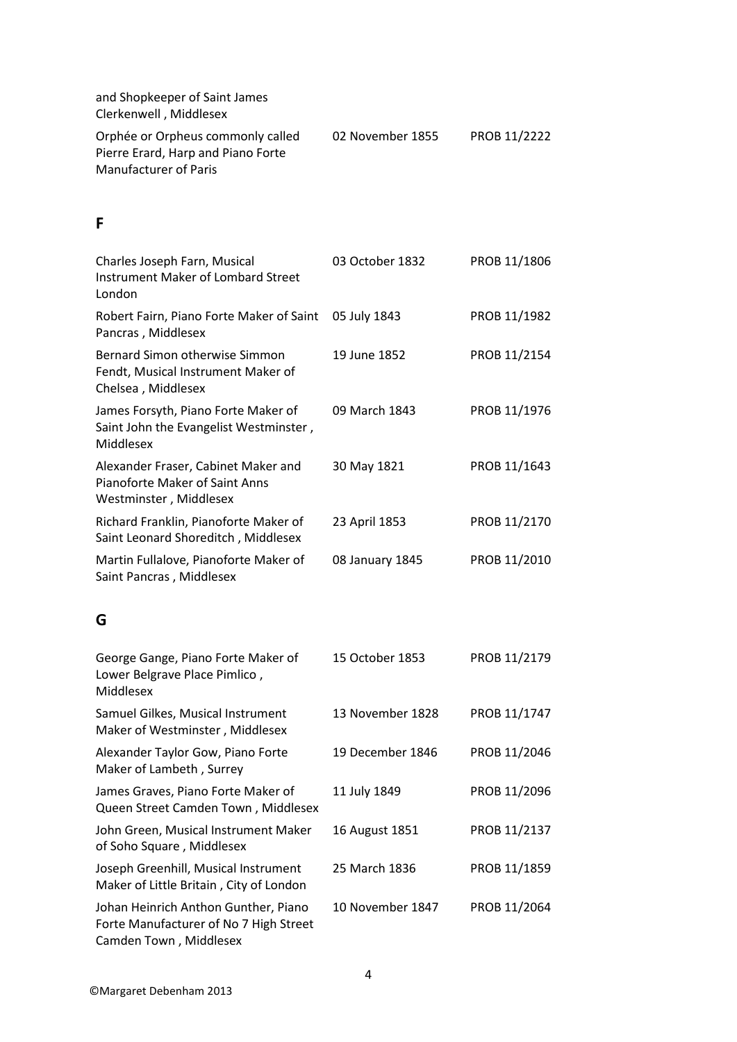| | | |
|---|---|---|
| and Shopkeeper of Saint James Clerkenwell , Middlesex | | |
| Orphée or Orpheus commonly called Pierre Erard, Harp and Piano Forte Manufacturer of Paris | 02 November 1855 | PROB 11/2222 |

## F

| | | |
|---|---|---|
| Charles Joseph Farn, Musical Instrument Maker of Lombard Street London | 03 October 1832 | PROB 11/1806 |
| Robert Fairn, Piano Forte Maker of Saint Pancras , Middlesex | 05 July 1843 | PROB 11/1982 |
| Bernard Simon otherwise Simmon Fendt, Musical Instrument Maker of Chelsea , Middlesex | 19 June 1852 | PROB 11/2154 |
| James Forsyth, Piano Forte Maker of Saint John the Evangelist Westminster , Middlesex | 09 March 1843 | PROB 11/1976 |
| Alexander Fraser, Cabinet Maker and Pianoforte Maker of Saint Anns Westminster , Middlesex | 30 May 1821 | PROB 11/1643 |
| Richard Franklin, Pianoforte Maker of Saint Leonard Shoreditch , Middlesex | 23 April 1853 | PROB 11/2170 |
| Martin Fullalove, Pianoforte Maker of Saint Pancras , Middlesex | 08 January 1845 | PROB 11/2010 |

## G

| | | |
|---|---|---|
| George Gange, Piano Forte Maker of Lower Belgrave Place Pimlico , Middlesex | 15 October 1853 | PROB 11/2179 |
| Samuel Gilkes, Musical Instrument Maker of Westminster , Middlesex | 13 November 1828 | PROB 11/1747 |
| Alexander Taylor Gow, Piano Forte Maker of Lambeth , Surrey | 19 December 1846 | PROB 11/2046 |
| James Graves, Piano Forte Maker of Queen Street Camden Town , Middlesex | 11 July 1849 | PROB 11/2096 |
| John Green, Musical Instrument Maker of Soho Square , Middlesex | 16 August 1851 | PROB 11/2137 |
| Joseph Greenhill, Musical Instrument Maker of Little Britain , City of London | 25 March 1836 | PROB 11/1859 |
| Johan Heinrich Anthon Gunther, Piano Forte Manufacturer of No 7 High Street Camden Town , Middlesex | 10 November 1847 | PROB 11/2064 |

©Margaret Debenham 2013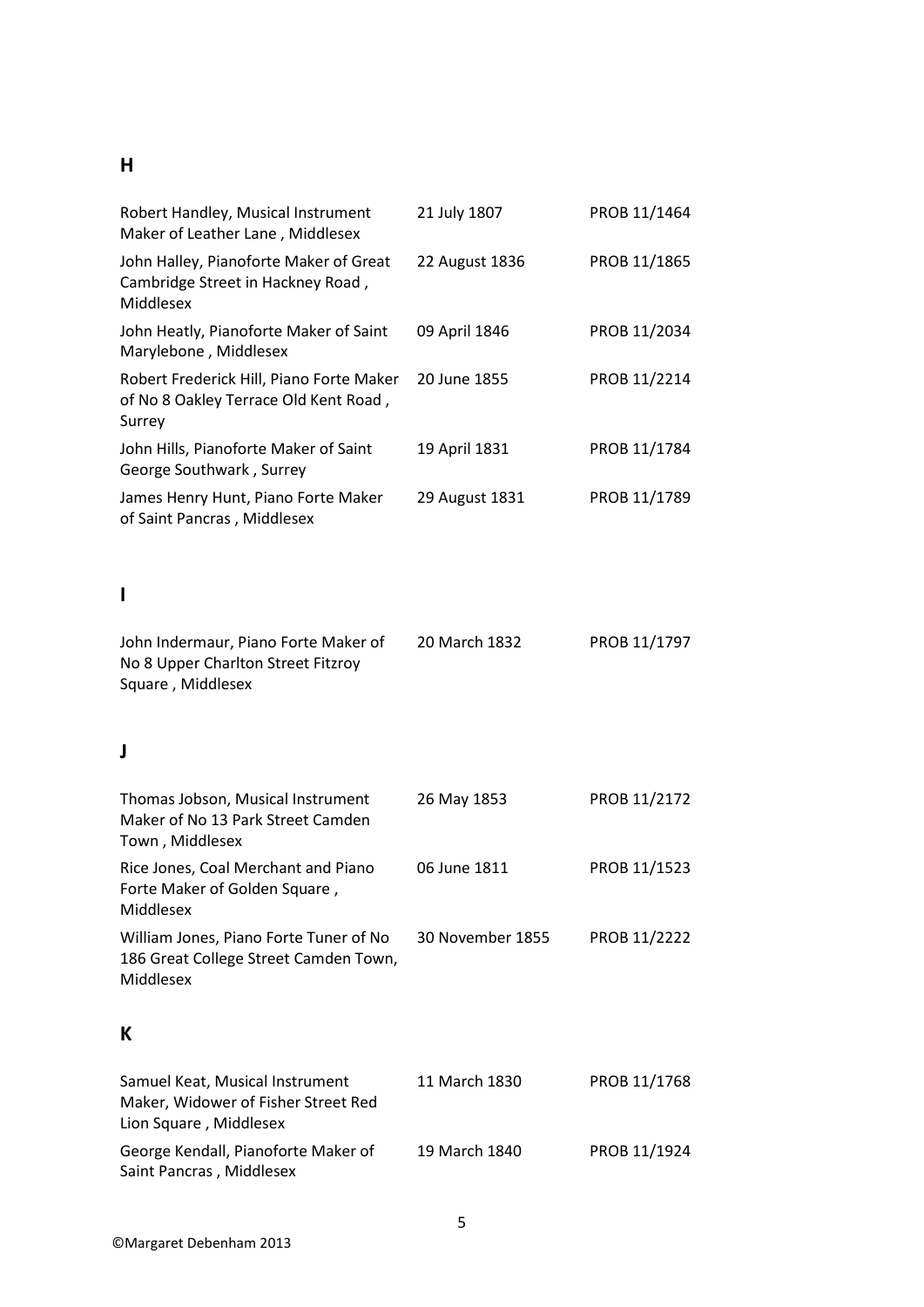## H

| | | |
|---|---|---|
| Robert Handley, Musical Instrument Maker of Leather Lane , Middlesex | 21 July 1807 | PROB 11/1464 |
| John Halley, Pianoforte Maker of Great Cambridge Street in Hackney Road , Middlesex | 22 August 1836 | PROB 11/1865 |
| John Heatly, Pianoforte Maker of Saint Marylebone , Middlesex | 09 April 1846 | PROB 11/2034 |
| Robert Frederick Hill, Piano Forte Maker of No 8 Oakley Terrace Old Kent Road , Surrey | 20 June 1855 | PROB 11/2214 |
| John Hills, Pianoforte Maker of Saint George Southwark , Surrey | 19 April 1831 | PROB 11/1784 |
| James Henry Hunt, Piano Forte Maker of Saint Pancras , Middlesex | 29 August 1831 | PROB 11/1789 |

## I

| | | |
|---|---|---|
| John Indermaur, Piano Forte Maker of No 8 Upper Charlton Street Fitzroy Square , Middlesex | 20 March 1832 | PROB 11/1797 |

## J

| | | |
|---|---|---|
| Thomas Jobson, Musical Instrument Maker of No 13 Park Street Camden Town , Middlesex | 26 May 1853 | PROB 11/2172 |
| Rice Jones, Coal Merchant and Piano Forte Maker of Golden Square , Middlesex | 06 June 1811 | PROB 11/1523 |
| William Jones, Piano Forte Tuner of No 186 Great College Street Camden Town, Middlesex | 30 November 1855 | PROB 11/2222 |

## K

| | | |
|---|---|---|
| Samuel Keat, Musical Instrument Maker, Widower of Fisher Street Red Lion Square , Middlesex | 11 March 1830 | PROB 11/1768 |
| George Kendall, Pianoforte Maker of Saint Pancras , Middlesex | 19 March 1840 | PROB 11/1924 |

©Margaret Debenham 2013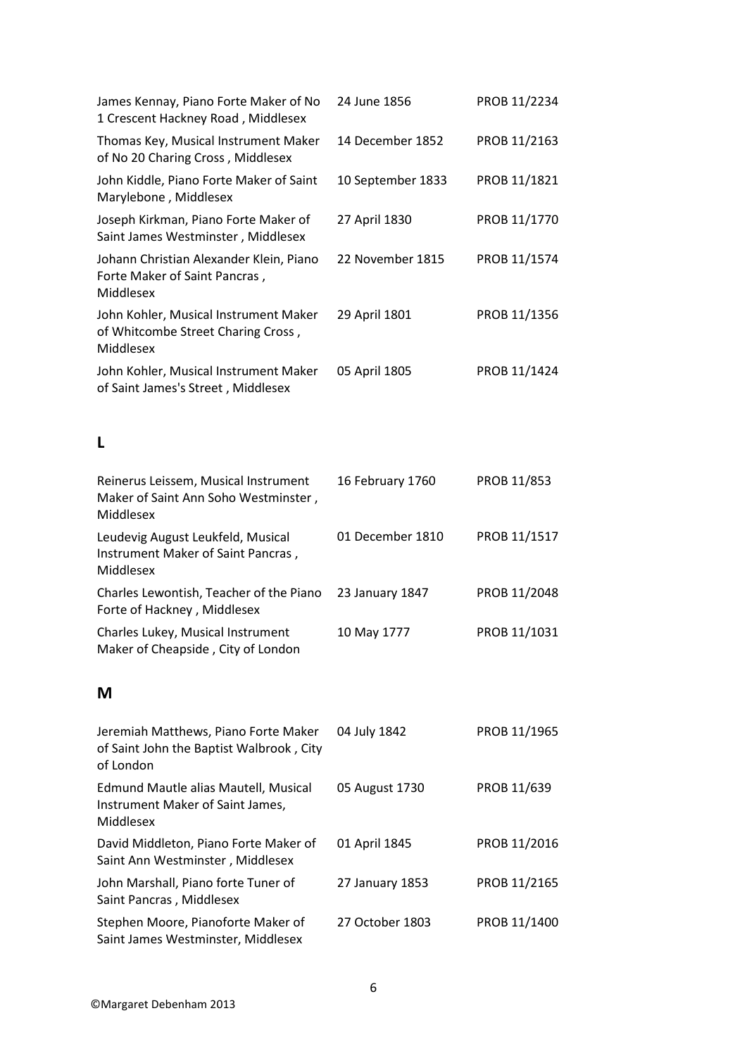| | | |
|---|---|---|
| James Kennay, Piano Forte Maker of No 1 Crescent Hackney Road , Middlesex | 24 June 1856 | PROB 11/2234 |
| Thomas Key, Musical Instrument Maker of No 20 Charing Cross , Middlesex | 14 December 1852 | PROB 11/2163 |
| John Kiddle, Piano Forte Maker of Saint Marylebone , Middlesex | 10 September 1833 | PROB 11/1821 |
| Joseph Kirkman, Piano Forte Maker of Saint James Westminster , Middlesex | 27 April 1830 | PROB 11/1770 |
| Johann Christian Alexander Klein, Piano Forte Maker of Saint Pancras , Middlesex | 22 November 1815 | PROB 11/1574 |
| John Kohler, Musical Instrument Maker of Whitcombe Street Charing Cross , Middlesex | 29 April 1801 | PROB 11/1356 |
| John Kohler, Musical Instrument Maker of Saint James's Street , Middlesex | 05 April 1805 | PROB 11/1424 |

## L

| | | |
|---|---|---|
| Reinerus Leissem, Musical Instrument Maker of Saint Ann Soho Westminster , Middlesex | 16 February 1760 | PROB 11/853 |
| Leudevig August Leukfeld, Musical Instrument Maker of Saint Pancras , Middlesex | 01 December 1810 | PROB 11/1517 |
| Charles Lewontish, Teacher of the Piano Forte of Hackney , Middlesex | 23 January 1847 | PROB 11/2048 |
| Charles Lukey, Musical Instrument Maker of Cheapside , City of London | 10 May 1777 | PROB 11/1031 |

## M

| | | |
|---|---|---|
| Jeremiah Matthews, Piano Forte Maker of Saint John the Baptist Walbrook , City of London | 04 July 1842 | PROB 11/1965 |
| Edmund Mautle alias Mautell, Musical Instrument Maker of Saint James, Middlesex | 05 August 1730 | PROB 11/639 |
| David Middleton, Piano Forte Maker of Saint Ann Westminster , Middlesex | 01 April 1845 | PROB 11/2016 |
| John Marshall, Piano forte Tuner of Saint Pancras , Middlesex | 27 January 1853 | PROB 11/2165 |
| Stephen Moore, Pianoforte Maker of Saint James Westminster, Middlesex | 27 October 1803 | PROB 11/1400 |

©Margaret Debenham 2013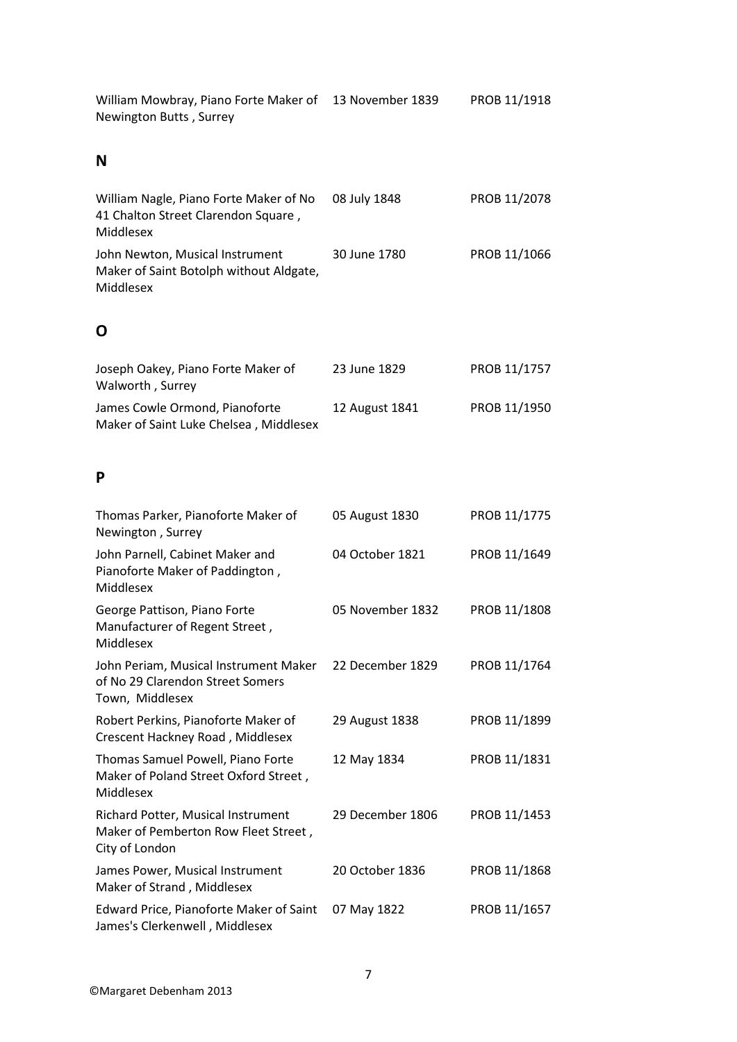| | | |
|---|---|---|
| William Mowbray, Piano Forte Maker of Newington Butts , Surrey | 13 November 1839 | PROB 11/1918 |

## N

| | | |
|---|---|---|
| William Nagle, Piano Forte Maker of No 41 Chalton Street Clarendon Square , Middlesex | 08 July 1848 | PROB 11/2078 |
| John Newton, Musical Instrument Maker of Saint Botolph without Aldgate, Middlesex | 30 June 1780 | PROB 11/1066 |

## O

| | | |
|---|---|---|
| Joseph Oakey, Piano Forte Maker of Walworth , Surrey | 23 June 1829 | PROB 11/1757 |
| James Cowle Ormond, Pianoforte Maker of Saint Luke Chelsea , Middlesex | 12 August 1841 | PROB 11/1950 |

## P

| | | |
|---|---|---|
| Thomas Parker, Pianoforte Maker of Newington , Surrey | 05 August 1830 | PROB 11/1775 |
| John Parnell, Cabinet Maker and Pianoforte Maker of Paddington , Middlesex | 04 October 1821 | PROB 11/1649 |
| George Pattison, Piano Forte Manufacturer of Regent Street , Middlesex | 05 November 1832 | PROB 11/1808 |
| John Periam, Musical Instrument Maker of No 29 Clarendon Street Somers Town, Middlesex | 22 December 1829 | PROB 11/1764 |
| Robert Perkins, Pianoforte Maker of Crescent Hackney Road , Middlesex | 29 August 1838 | PROB 11/1899 |
| Thomas Samuel Powell, Piano Forte Maker of Poland Street Oxford Street , Middlesex | 12 May 1834 | PROB 11/1831 |
| Richard Potter, Musical Instrument Maker of Pemberton Row Fleet Street , City of London | 29 December 1806 | PROB 11/1453 |
| James Power, Musical Instrument Maker of Strand , Middlesex | 20 October 1836 | PROB 11/1868 |
| Edward Price, Pianoforte Maker of Saint James's Clerkenwell , Middlesex | 07 May 1822 | PROB 11/1657 |

©Margaret Debenham 2013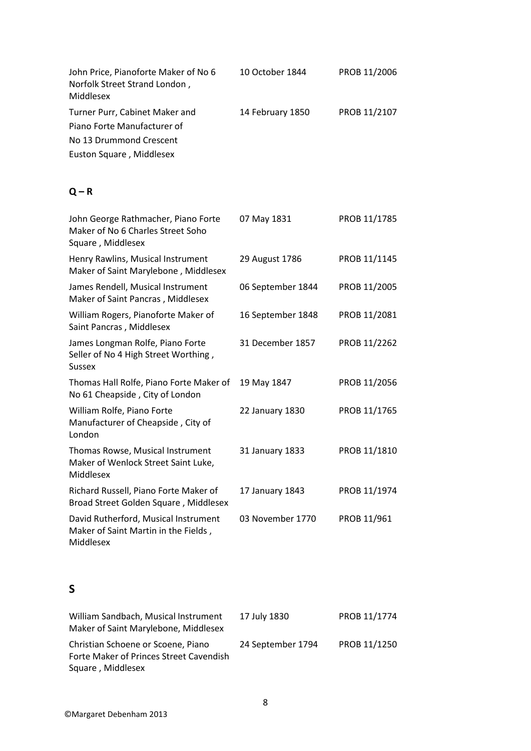| | | |
|---|---|---|
| John Price, Pianoforte Maker of No 6 Norfolk Street Strand London , Middlesex | 10 October 1844 | PROB 11/2006 |
| Turner Purr, Cabinet Maker and Piano Forte Manufacturer of No 13 Drummond Crescent Euston Square , Middlesex | 14 February 1850 | PROB 11/2107 |

## Q – R

| | | |
|---|---|---|
| John George Rathmacher, Piano Forte Maker of No 6 Charles Street Soho Square , Middlesex | 07 May 1831 | PROB 11/1785 |
| Henry Rawlins, Musical Instrument Maker of Saint Marylebone , Middlesex | 29 August 1786 | PROB 11/1145 |
| James Rendell, Musical Instrument Maker of Saint Pancras , Middlesex | 06 September 1844 | PROB 11/2005 |
| William Rogers, Pianoforte Maker of Saint Pancras , Middlesex | 16 September 1848 | PROB 11/2081 |
| James Longman Rolfe, Piano Forte Seller of No 4 High Street Worthing , Sussex | 31 December 1857 | PROB 11/2262 |
| Thomas Hall Rolfe, Piano Forte Maker of No 61 Cheapside , City of London | 19 May 1847 | PROB 11/2056 |
| William Rolfe, Piano Forte Manufacturer of Cheapside , City of London | 22 January 1830 | PROB 11/1765 |
| Thomas Rowse, Musical Instrument Maker of Wenlock Street Saint Luke, Middlesex | 31 January 1833 | PROB 11/1810 |
| Richard Russell, Piano Forte Maker of Broad Street Golden Square , Middlesex | 17 January 1843 | PROB 11/1974 |
| David Rutherford, Musical Instrument Maker of Saint Martin in the Fields , Middlesex | 03 November 1770 | PROB 11/961 |

## S

| | | |
|---|---|---|
| William Sandbach, Musical Instrument Maker of Saint Marylebone, Middlesex | 17 July 1830 | PROB 11/1774 |
| Christian Schoene or Scoene, Piano Forte Maker of Princes Street Cavendish Square , Middlesex | 24 September 1794 | PROB 11/1250 |

©Margaret Debenham 2013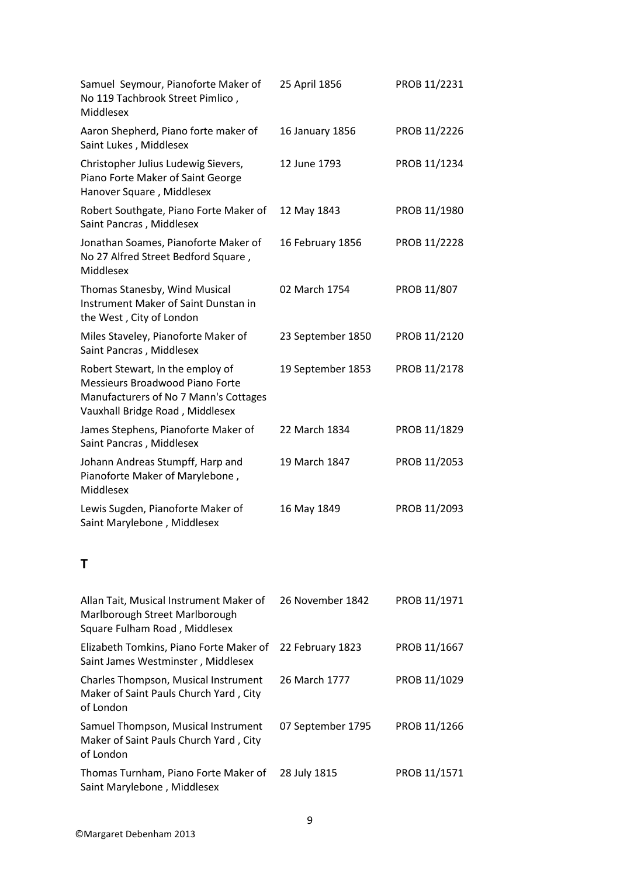| | | |
|---|---|---|
| Samuel Seymour, Pianoforte Maker of No 119 Tachbrook Street Pimlico , Middlesex | 25 April 1856 | PROB 11/2231 |
| Aaron Shepherd, Piano forte maker of Saint Lukes , Middlesex | 16 January 1856 | PROB 11/2226 |
| Christopher Julius Ludewig Sievers, Piano Forte Maker of Saint George Hanover Square , Middlesex | 12 June 1793 | PROB 11/1234 |
| Robert Southgate, Piano Forte Maker of Saint Pancras , Middlesex | 12 May 1843 | PROB 11/1980 |
| Jonathan Soames, Pianoforte Maker of No 27 Alfred Street Bedford Square , Middlesex | 16 February 1856 | PROB 11/2228 |
| Thomas Stanesby, Wind Musical Instrument Maker of Saint Dunstan in the West , City of London | 02 March 1754 | PROB 11/807 |
| Miles Staveley, Pianoforte Maker of Saint Pancras , Middlesex | 23 September 1850 | PROB 11/2120 |
| Robert Stewart, In the employ of Messieurs Broadwood Piano Forte Manufacturers of No 7 Mann's Cottages Vauxhall Bridge Road , Middlesex | 19 September 1853 | PROB 11/2178 |
| James Stephens, Pianoforte Maker of Saint Pancras , Middlesex | 22 March 1834 | PROB 11/1829 |
| Johann Andreas Stumpff, Harp and Pianoforte Maker of Marylebone , Middlesex | 19 March 1847 | PROB 11/2053 |
| Lewis Sugden, Pianoforte Maker of Saint Marylebone , Middlesex | 16 May 1849 | PROB 11/2093 |

## T

| | | |
|---|---|---|
| Allan Tait, Musical Instrument Maker of Marlborough Street Marlborough Square Fulham Road , Middlesex | 26 November 1842 | PROB 11/1971 |
| Elizabeth Tomkins, Piano Forte Maker of Saint James Westminster , Middlesex | 22 February 1823 | PROB 11/1667 |
| Charles Thompson, Musical Instrument Maker of Saint Pauls Church Yard , City of London | 26 March 1777 | PROB 11/1029 |
| Samuel Thompson, Musical Instrument Maker of Saint Pauls Church Yard , City of London | 07 September 1795 | PROB 11/1266 |
| Thomas Turnham, Piano Forte Maker of Saint Marylebone , Middlesex | 28 July 1815 | PROB 11/1571 |

©Margaret Debenham 2013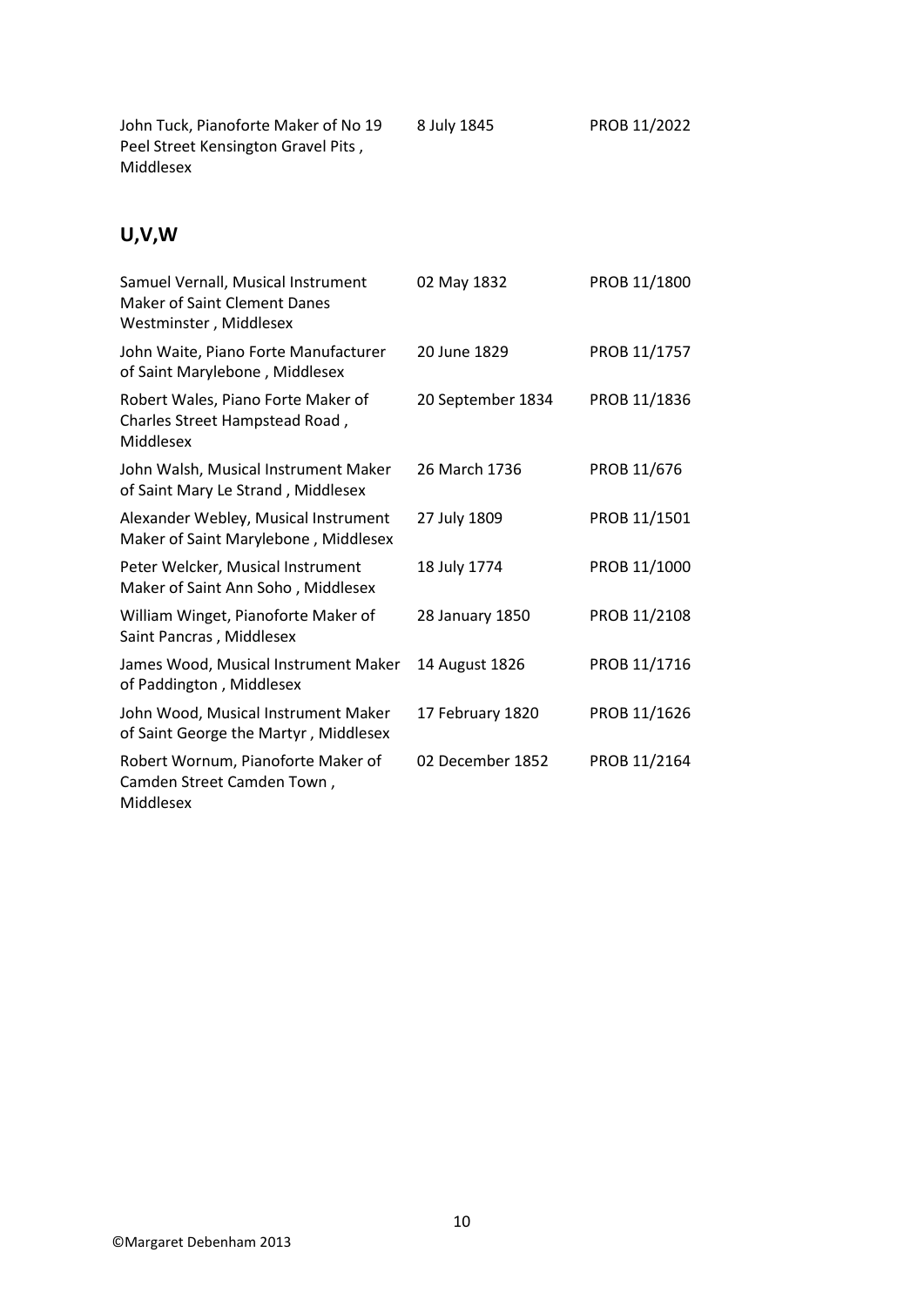| | | |
|---|---|---|
| John Tuck, Pianoforte Maker of No 19 Peel Street Kensington Gravel Pits , Middlesex | 8 July 1845 | PROB 11/2022 |

## U,V,W

| | | |
|---|---|---|
| Samuel Vernall, Musical Instrument Maker of Saint Clement Danes Westminster , Middlesex | 02 May 1832 | PROB 11/1800 |
| John Waite, Piano Forte Manufacturer of Saint Marylebone , Middlesex | 20 June 1829 | PROB 11/1757 |
| Robert Wales, Piano Forte Maker of Charles Street Hampstead Road , Middlesex | 20 September 1834 | PROB 11/1836 |
| John Walsh, Musical Instrument Maker of Saint Mary Le Strand , Middlesex | 26 March 1736 | PROB 11/676 |
| Alexander Webley, Musical Instrument Maker of Saint Marylebone , Middlesex | 27 July 1809 | PROB 11/1501 |
| Peter Welcker, Musical Instrument Maker of Saint Ann Soho , Middlesex | 18 July 1774 | PROB 11/1000 |
| William Winget, Pianoforte Maker of Saint Pancras , Middlesex | 28 January 1850 | PROB 11/2108 |
| James Wood, Musical Instrument Maker of Paddington , Middlesex | 14 August 1826 | PROB 11/1716 |
| John Wood, Musical Instrument Maker of Saint George the Martyr , Middlesex | 17 February 1820 | PROB 11/1626 |
| Robert Wornum, Pianoforte Maker of Camden Street Camden Town , Middlesex | 02 December 1852 | PROB 11/2164 |

©Margaret Debenham 2013